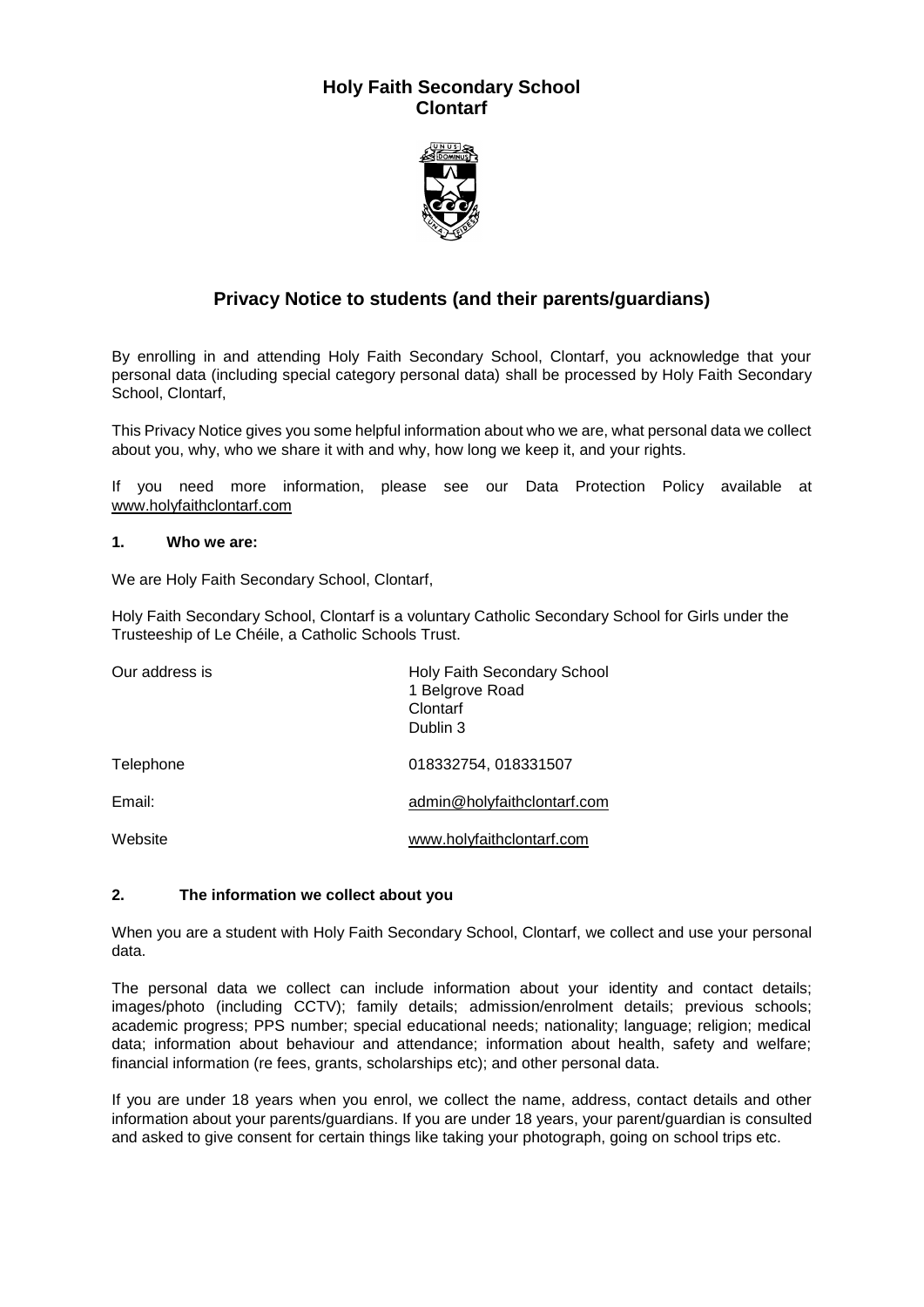# Holy Faith Secondary School
# Clontarf

## Privacy Notice to students (and their parents/guardians)

By enrolling in and attending Holy Faith Secondary School, Clontarf, you acknowledge that your personal data (including special category personal data) shall be processed by Holy Faith Secondary School, Clontarf,

This Privacy Notice gives you some helpful information about who we are, what personal data we collect about you, why, who we share it with and why, how long we keep it, and your rights.

If you need more information, please see our Data Protection Policy available at www.holyfaithclontarf.com

### 1. Who we are:

We are Holy Faith Secondary School, Clontarf,

Holy Faith Secondary School, Clontarf is a voluntary Catholic Secondary School for Girls under the Trusteeship of Le Chéile, a Catholic Schools Trust.

| | |
|---|---|
| Our address is | Holy Faith Secondary School<br>1 Belgrove Road<br>Clontarf<br>Dublin 3 |
| Telephone | 018332754, 018331507 |
| Email: | admin@holyfaithclontarf.com |
| Website | www.holyfaithclontarf.com |

### 2. The information we collect about you

When you are a student with Holy Faith Secondary School, Clontarf, we collect and use your personal data.

The personal data we collect can include information about your identity and contact details; images/photo (including CCTV); family details; admission/enrolment details; previous schools; academic progress; PPS number; special educational needs; nationality; language; religion; medical data; information about behaviour and attendance; information about health, safety and welfare; financial information (re fees, grants, scholarships etc); and other personal data.

If you are under 18 years when you enrol, we collect the name, address, contact details and other information about your parents/guardians. If you are under 18 years, your parent/guardian is consulted and asked to give consent for certain things like taking your photograph, going on school trips etc.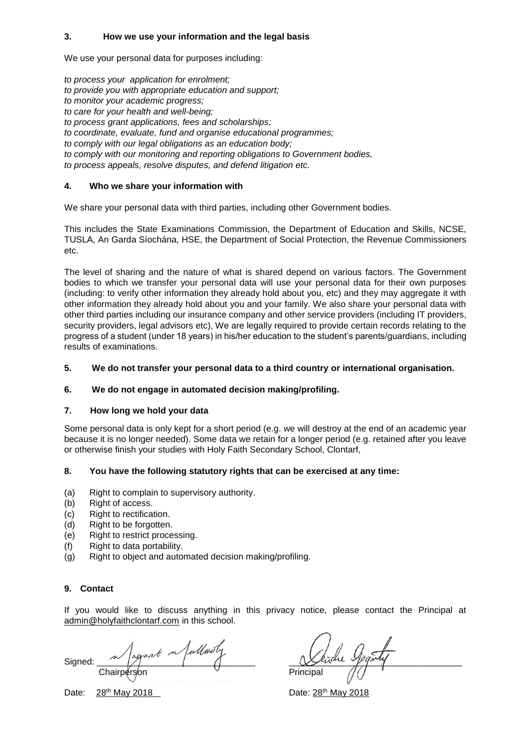## 3. How we use your information and the legal basis

We use your personal data for purposes including:

*to process your application for enrolment;*
*to provide you with appropriate education and support;*
*to monitor your academic progress;*
*to care for your health and well-being;*
*to process grant applications, fees and scholarships;*
*to coordinate, evaluate, fund and organise educational programmes;*
*to comply with our legal obligations as an education body;*
*to comply with our monitoring and reporting obligations to Government bodies,*
*to process appeals, resolve disputes, and defend litigation etc.*

## 4. Who we share your information with

We share your personal data with third parties, including other Government bodies.

This includes the State Examinations Commission, the Department of Education and Skills, NCSE, TUSLA, An Garda Síochána, HSE, the Department of Social Protection, the Revenue Commissioners etc.

The level of sharing and the nature of what is shared depend on various factors. The Government bodies to which we transfer your personal data will use your personal data for their own purposes (including: to verify other information they already hold about you, etc) and they may aggregate it with other information they already hold about you and your family. We also share your personal data with other third parties including our insurance company and other service providers (including IT providers, security providers, legal advisors etc), We are legally required to provide certain records relating to the progress of a student (under 18 years) in his/her education to the student's parents/guardians, including results of examinations.

## 5. We do not transfer your personal data to a third country or international organisation.

## 6. We do not engage in automated decision making/profiling.

## 7. How long we hold your data

Some personal data is only kept for a short period (e.g. we will destroy at the end of an academic year because it is no longer needed). Some data we retain for a longer period (e.g. retained after you leave or otherwise finish your studies with Holy Faith Secondary School, Clontarf,

## 8. You have the following statutory rights that can be exercised at any time:

(a) Right to complain to supervisory authority.
(b) Right of access.
(c) Right to rectification.
(d) Right to be forgotten.
(e) Right to restrict processing.
(f) Right to data portability.
(g) Right to object and automated decision making/profiling.

## 9. Contact

If you would like to discuss anything in this privacy notice, please contact the Principal at admin@holyfaithclontarf.com in this school.

Signed: ______________________________ Chairperson ______________________________ Principal

Date: 28th May 2018 Date: 28th May 2018